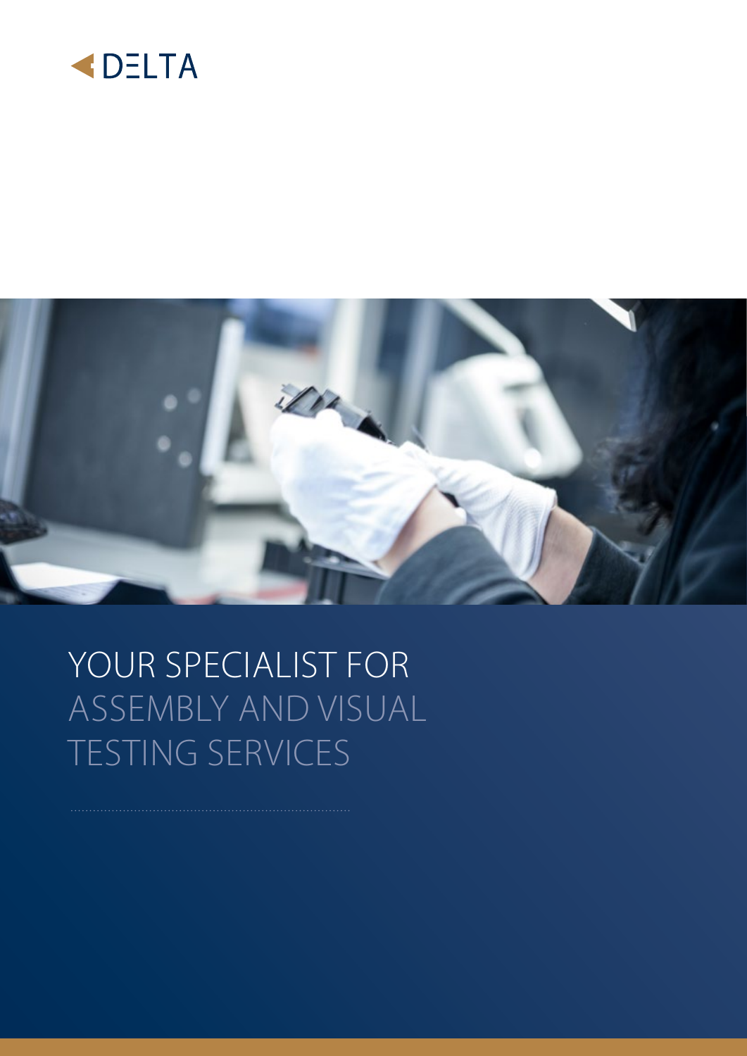DELTA

# YOUR SPECIALIST FOR ASSEMBLY AND VISUAL TESTING SERVICES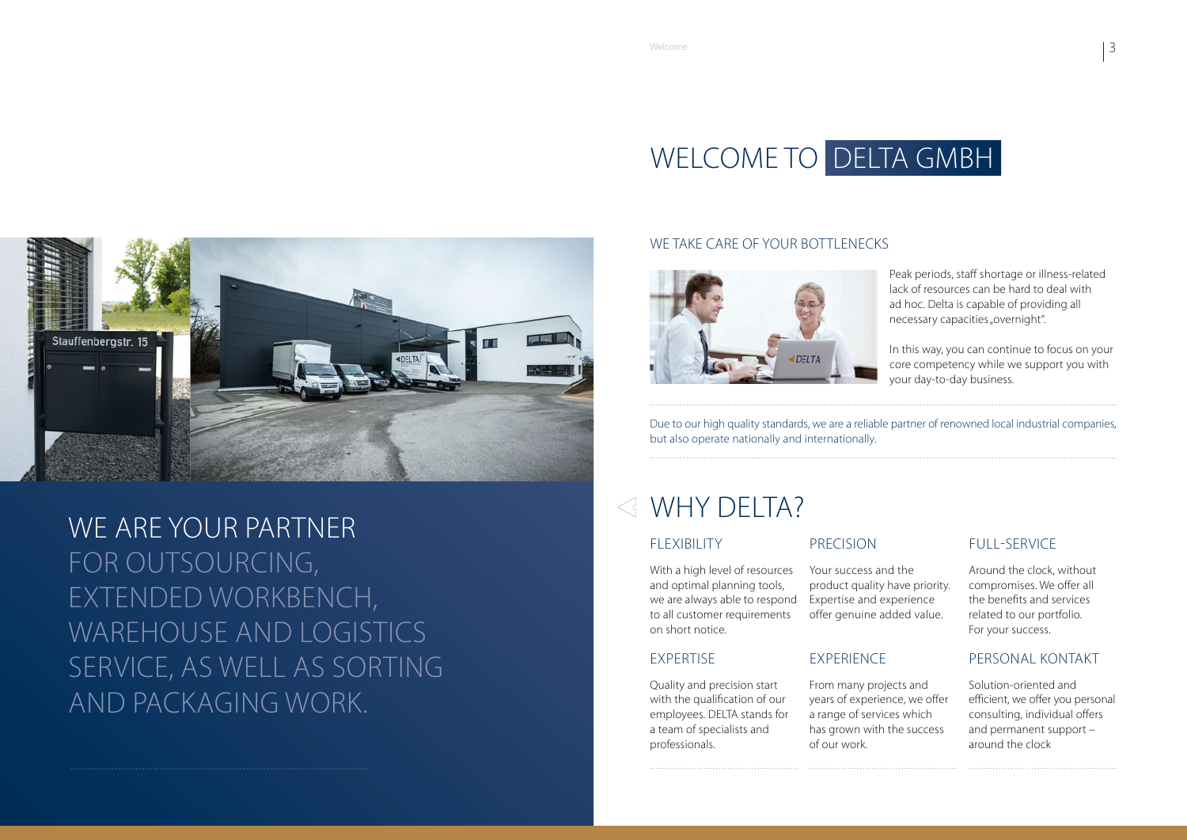# WELCOME TO DELTA GMBH

WE ARE YOUR PARTNER FOR OUTSOURCING, EXTENDED WORKBENCH, WAREHOUSE AND LOGISTICS SERVICE, AS WELL AS SORTING AND PACKAGING WORK.

## WE TAKE CARE OF YOUR BOTTLENECKS

Peak periods, staff shortage or illness-related lack of resources can be hard to deal with ad hoc. Delta is capable of providing all necessary capacities „overnight".

In this way, you can continue to focus on your core competency while we support you with your day-to-day business.

Due to our high quality standards, we are a reliable partner of renowned local industrial companies, but also operate nationally and internationally.

## WHY DELTA?

### FLEXIBILITY

With a high level of resources and optimal planning tools, we are always able to respond to all customer requirements on short notice.

### PRECISION

Your success and the product quality have priority. Expertise and experience offer genuine added value.

### FULL-SERVICE

Around the clock, without compromises. We offer all the benefits and services related to our portfolio. For your success.

### EXPERTISE

Quality and precision start with the qualification of our employees. DELTA stands for a team of specialists and professionals.

### EXPERIENCE

From many projects and years of experience, we offer a range of services which has grown with the success of our work.

### PERSONAL KONTAKT

Solution-oriented and efficient, we offer you personal consulting, individual offers and permanent support – around the clock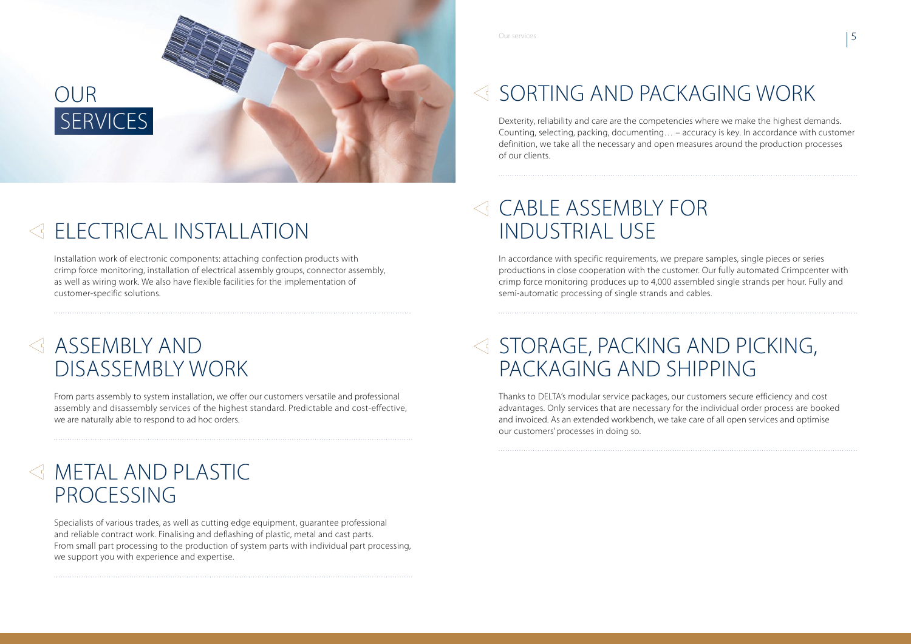# OUR SERVICES

## ELECTRICAL INSTALLATION

Installation work of electronic components: attaching confection products with crimp force monitoring, installation of electrical assembly groups, connector assembly, as well as wiring work. We also have flexible facilities for the implementation of customer-specific solutions.

## ASSEMBLY AND DISASSEMBLY WORK

From parts assembly to system installation, we offer our customers versatile and professional assembly and disassembly services of the highest standard. Predictable and cost-effective, we are naturally able to respond to ad hoc orders.

## METAL AND PLASTIC PROCESSING

Specialists of various trades, as well as cutting edge equipment, guarantee professional and reliable contract work. Finalising and deflashing of plastic, metal and cast parts. From small part processing to the production of system parts with individual part processing, we support you with experience and expertise.

## SORTING AND PACKAGING WORK

Dexterity, reliability and care are the competencies where we make the highest demands. Counting, selecting, packing, documenting… – accuracy is key. In accordance with customer definition, we take all the necessary and open measures around the production processes of our clients.

## CABLE ASSEMBLY FOR INDUSTRIAL USE

In accordance with specific requirements, we prepare samples, single pieces or series productions in close cooperation with the customer. Our fully automated Crimpcenter with crimp force monitoring produces up to 4,000 assembled single strands per hour. Fully and semi-automatic processing of single strands and cables.

## STORAGE, PACKING AND PICKING, PACKAGING AND SHIPPING

Thanks to DELTA's modular service packages, our customers secure efficiency and cost advantages. Only services that are necessary for the individual order process are booked and invoiced. As an extended workbench, we take care of all open services and optimise our customers' processes in doing so.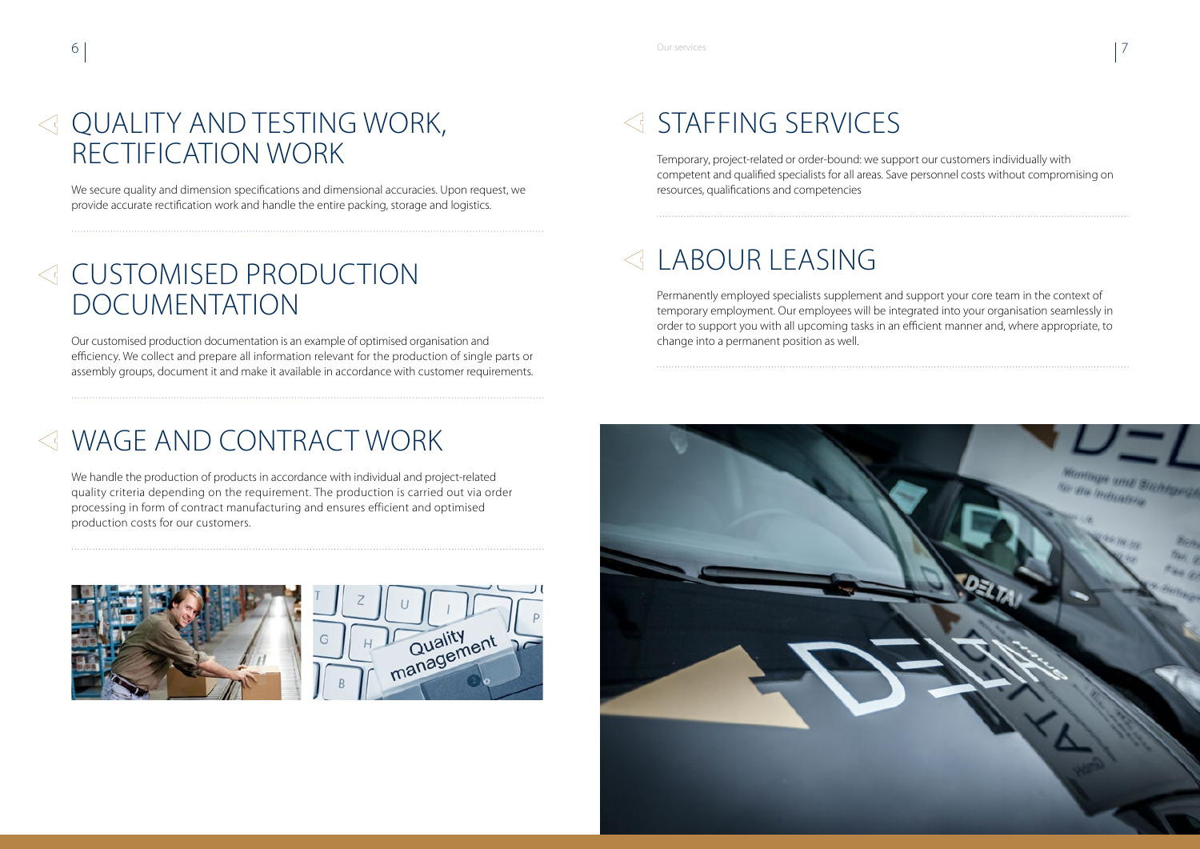## QUALITY AND TESTING WORK, RECTIFICATION WORK

We secure quality and dimension specifications and dimensional accuracies. Upon request, we provide accurate rectification work and handle the entire packing, storage and logistics.

## CUSTOMISED PRODUCTION DOCUMENTATION

Our customised production documentation is an example of optimised organisation and efficiency. We collect and prepare all information relevant for the production of single parts or assembly groups, document it and make it available in accordance with customer requirements.

## WAGE AND CONTRACT WORK

We handle the production of products in accordance with individual and project-related quality criteria depending on the requirement. The production is carried out via order processing in form of contract manufacturing and ensures efficient and optimised production costs for our customers.

## STAFFING SERVICES

Temporary, project-related or order-bound: we support our customers individually with competent and qualified specialists for all areas. Save personnel costs without compromising on resources, qualifications and competencies

## LABOUR LEASING

Permanently employed specialists supplement and support your core team in the context of temporary employment. Our employees will be integrated into your organisation seamlessly in order to support you with all upcoming tasks in an efficient manner and, where appropriate, to change into a permanent position as well.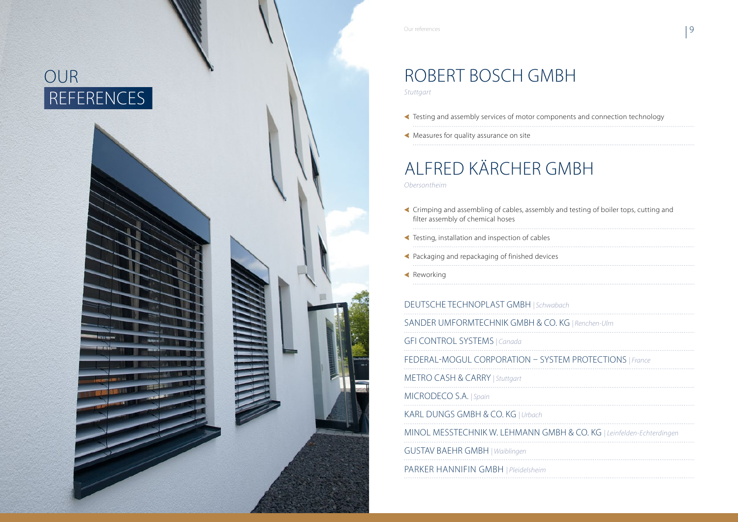# OUR REFERENCES

## ROBERT BOSCH GMBH

*Stuttgart*

- Testing and assembly services of motor components and connection technology
- Measures for quality assurance on site

## ALFRED KÄRCHER GMBH

*Obersontheim*

- Crimping and assembling of cables, assembly and testing of boiler tops, cutting and filter assembly of chemical hoses
- Testing, installation and inspection of cables
- Packaging and repackaging of finished devices
- Reworking

DEUTSCHE TECHNOPLAST GMBH | *Schwabach*

SANDER UMFORMTECHNIK GMBH & CO. KG | *Renchen-Ulm*

GFI CONTROL SYSTEMS | *Canada*

FEDERAL-MOGUL CORPORATION – SYSTEM PROTECTIONS | *France*

METRO CASH & CARRY | *Stuttgart*

MICRODECO S.A. | *Spain*

KARL DUNGS GMBH & CO. KG | *Urbach*

MINOL MESSTECHNIK W. LEHMANN GMBH & CO. KG | *Leinfelden-Echterdingen*

GUSTAV BAEHR GMBH | *Waiblingen*

PARKER HANNIFIN GMBH | *Pleidelsheim*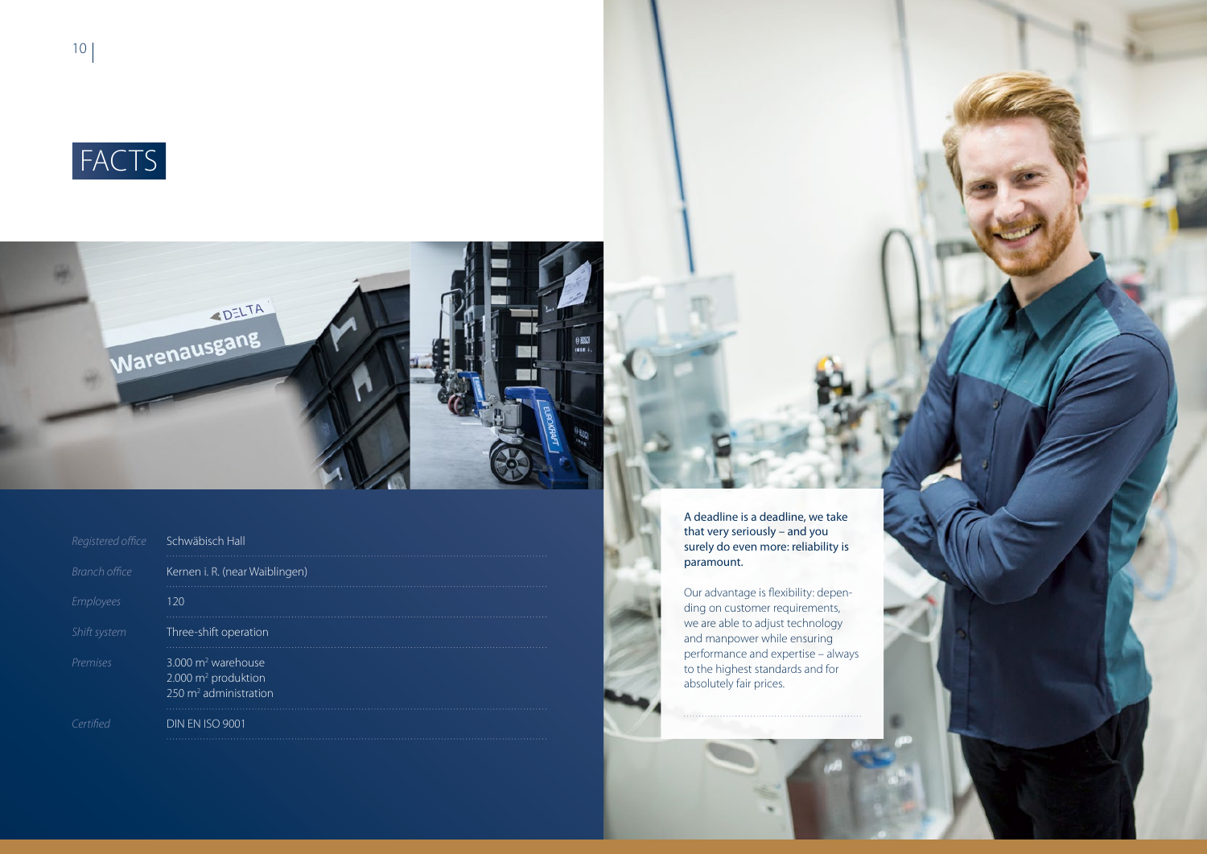# FACTS

| | |
|---|---|
| *Registered office* | Schwäbisch Hall |
| *Branch office* | Kernen i. R. (near Waiblingen) |
| *Employees* | 120 |
| *Shift system* | Three-shift operation |
| *Premises* | 3.000 m² warehouse<br>2.000 m² produktion<br>250 m² administration |
| *Certified* | DIN EN ISO 9001 |

A deadline is a deadline, we take that very seriously – and you surely do even more: reliability is paramount.

Our advantage is flexibility: depending on customer requirements, we are able to adjust technology and manpower while ensuring performance and expertise – always to the highest standards and for absolutely fair prices.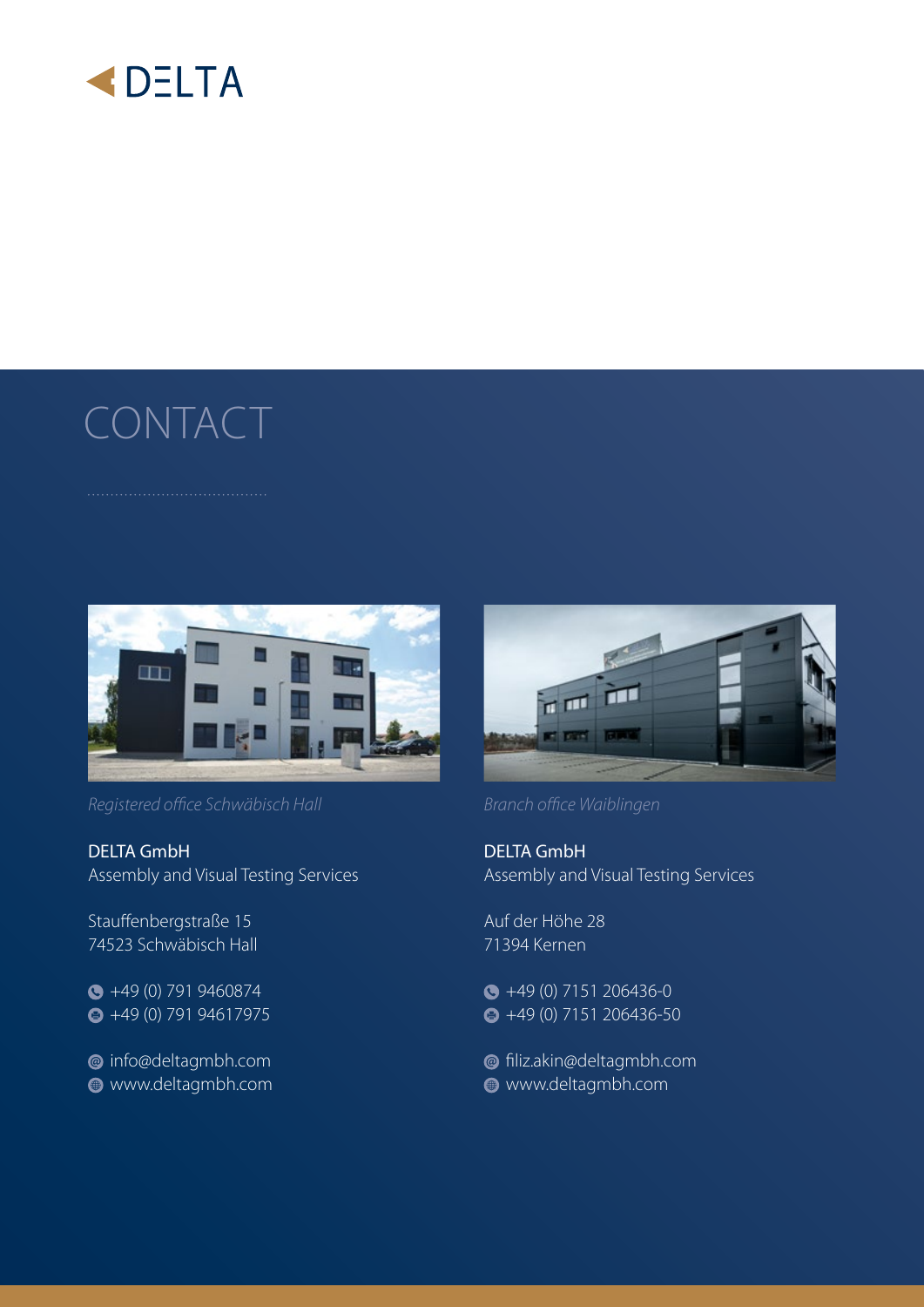# CONTACT

*Registered office Schwäbisch Hall*

DELTA GmbH
Assembly and Visual Testing Services

Stauffenbergstraße 15
74523 Schwäbisch Hall

+49 (0) 791 9460874
+49 (0) 791 94617975

info@deltagmbh.com
www.deltagmbh.com

*Branch office Waiblingen*

DELTA GmbH
Assembly and Visual Testing Services

Auf der Höhe 28
71394 Kernen

+49 (0) 7151 206436-0
+49 (0) 7151 206436-50

filiz.akin@deltagmbh.com
www.deltagmbh.com